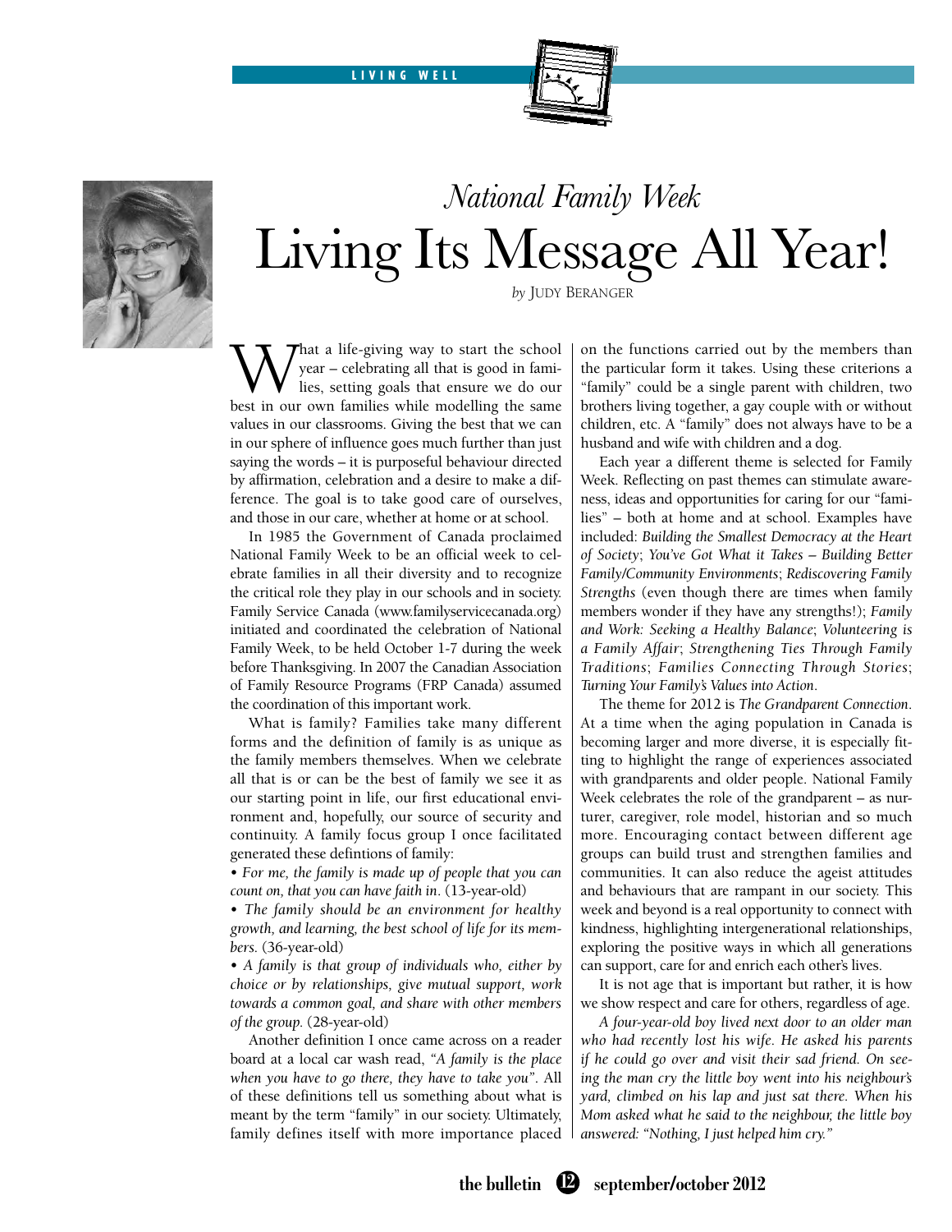# National Family Week
# Living Its Message All Year!

*by* JUDY BERANGER

What a life-giving way to start the school year – celebrating all that is good in families, setting goals that ensure we do our best in our own families while modelling the same values in our classrooms. Giving the best that we can in our sphere of influence goes much further than just saying the words – it is purposeful behaviour directed by affirmation, celebration and a desire to make a difference. The goal is to take good care of ourselves, and those in our care, whether at home or at school.

In 1985 the Government of Canada proclaimed National Family Week to be an official week to celebrate families in all their diversity and to recognize the critical role they play in our schools and in society. Family Service Canada (www.familyservicecanada.org) initiated and coordinated the celebration of National Family Week, to be held October 1-7 during the week before Thanksgiving. In 2007 the Canadian Association of Family Resource Programs (FRP Canada) assumed the coordination of this important work.

What is family? Families take many different forms and the definition of family is as unique as the family members themselves. When we celebrate all that is or can be the best of family we see it as our starting point in life, our first educational environment and, hopefully, our source of security and continuity. A family focus group I once facilitated generated these defintions of family:

- *For me, the family is made up of people that you can count on, that you can have faith in.* (13-year-old)
- *The family should be an environment for healthy growth, and learning, the best school of life for its members.* (36-year-old)
- *A family is that group of individuals who, either by choice or by relationships, give mutual support, work towards a common goal, and share with other members of the group.* (28-year-old)

Another definition I once came across on a reader board at a local car wash read, *"A family is the place when you have to go there, they have to take you"*. All of these definitions tell us something about what is meant by the term "family" in our society. Ultimately, family defines itself with more importance placed on the functions carried out by the members than the particular form it takes. Using these criterions a "family" could be a single parent with children, two brothers living together, a gay couple with or without children, etc. A "family" does not always have to be a husband and wife with children and a dog.

Each year a different theme is selected for Family Week. Reflecting on past themes can stimulate awareness, ideas and opportunities for caring for our "families" – both at home and at school. Examples have included: *Building the Smallest Democracy at the Heart of Society*; *You've Got What it Takes – Building Better Family/Community Environments*; *Rediscovering Family Strengths* (even though there are times when family members wonder if they have any strengths!); *Family and Work: Seeking a Healthy Balance*; *Volunteering is a Family Affair*; *Strengthening Ties Through Family Traditions*; *Families Connecting Through Stories*; *Turning Your Family's Values into Action*.

The theme for 2012 is *The Grandparent Connection*. At a time when the aging population in Canada is becoming larger and more diverse, it is especially fitting to highlight the range of experiences associated with grandparents and older people. National Family Week celebrates the role of the grandparent – as nurturer, caregiver, role model, historian and so much more. Encouraging contact between different age groups can build trust and strengthen families and communities. It can also reduce the ageist attitudes and behaviours that are rampant in our society. This week and beyond is a real opportunity to connect with kindness, highlighting intergenerational relationships, exploring the positive ways in which all generations can support, care for and enrich each other's lives.

It is not age that is important but rather, it is how we show respect and care for others, regardless of age.

*A four-year-old boy lived next door to an older man who had recently lost his wife. He asked his parents if he could go over and visit their sad friend. On seeing the man cry the little boy went into his neighbour's yard, climbed on his lap and just sat there. When his Mom asked what he said to the neighbour, the little boy answered: "Nothing, I just helped him cry."*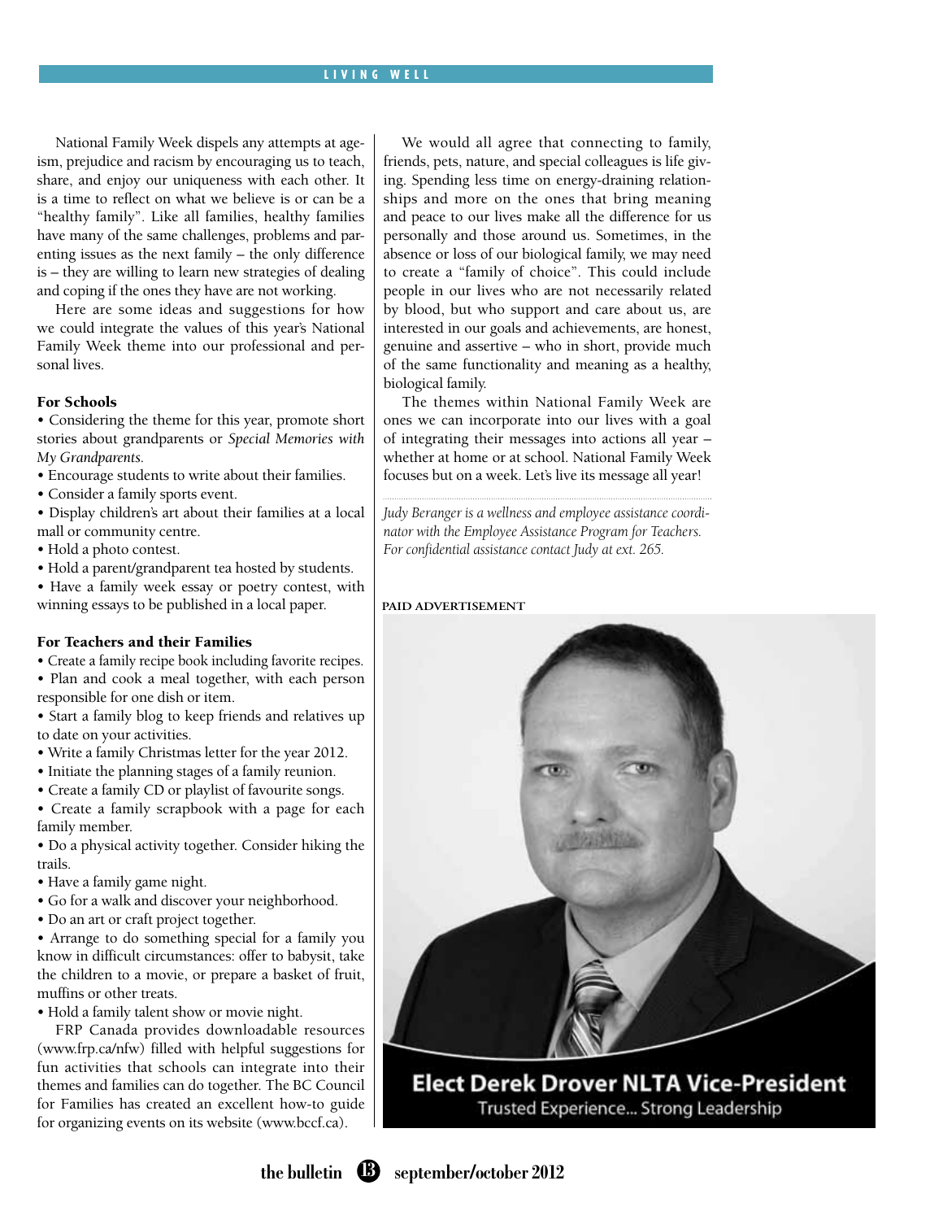National Family Week dispels any attempts at ageism, prejudice and racism by encouraging us to teach, share, and enjoy our uniqueness with each other. It is a time to reflect on what we believe is or can be a "healthy family". Like all families, healthy families have many of the same challenges, problems and parenting issues as the next family – the only difference is – they are willing to learn new strategies of dealing and coping if the ones they have are not working.

Here are some ideas and suggestions for how we could integrate the values of this year's National Family Week theme into our professional and personal lives.

**For Schools**

- Considering the theme for this year, promote short stories about grandparents or *Special Memories with My Grandparents*.
- Encourage students to write about their families.
- Consider a family sports event.
- Display children's art about their families at a local mall or community centre.
- Hold a photo contest.
- Hold a parent/grandparent tea hosted by students.
- Have a family week essay or poetry contest, with winning essays to be published in a local paper.

**For Teachers and their Families**

- Create a family recipe book including favorite recipes.
- Plan and cook a meal together, with each person responsible for one dish or item.
- Start a family blog to keep friends and relatives up to date on your activities.
- Write a family Christmas letter for the year 2012.
- Initiate the planning stages of a family reunion.
- Create a family CD or playlist of favourite songs.
- Create a family scrapbook with a page for each family member.
- Do a physical activity together. Consider hiking the trails.
- Have a family game night.
- Go for a walk and discover your neighborhood.
- Do an art or craft project together.
- Arrange to do something special for a family you know in difficult circumstances: offer to babysit, take the children to a movie, or prepare a basket of fruit, muffins or other treats.
- Hold a family talent show or movie night.

FRP Canada provides downloadable resources (www.frp.ca/nfw) filled with helpful suggestions for fun activities that schools can integrate into their themes and families can do together. The BC Council for Families has created an excellent how-to guide for organizing events on its website (www.bccf.ca).

We would all agree that connecting to family, friends, pets, nature, and special colleagues is life giving. Spending less time on energy-draining relationships and more on the ones that bring meaning and peace to our lives make all the difference for us personally and those around us. Sometimes, in the absence or loss of our biological family, we may need to create a "family of choice". This could include people in our lives who are not necessarily related by blood, but who support and care about us, are interested in our goals and achievements, are honest, genuine and assertive – who in short, provide much of the same functionality and meaning as a healthy, biological family.

The themes within National Family Week are ones we can incorporate into our lives with a goal of integrating their messages into actions all year – whether at home or at school. National Family Week focuses but on a week. Let's live its message all year!

*Judy Beranger is a wellness and employee assistance coordinator with the Employee Assistance Program for Teachers. For confidential assistance contact Judy at ext. 265.*

PAID ADVERTISEMENT

**Elect Derek Drover NLTA Vice-President**

Trusted Experience... Strong Leadership